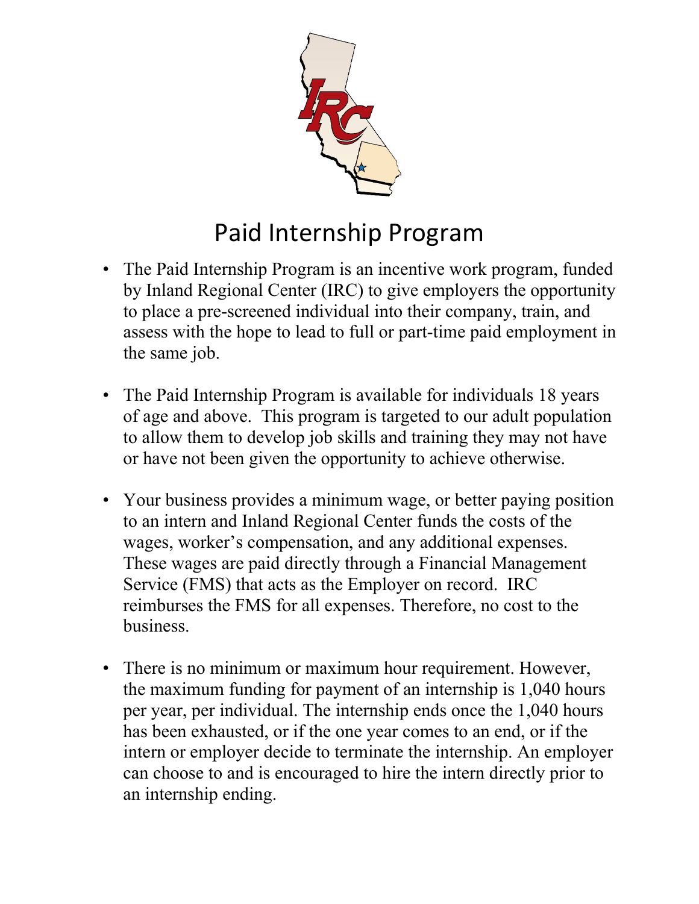# Paid Internship Program

- The Paid Internship Program is an incentive work program, funded by Inland Regional Center (IRC) to give employers the opportunity to place a pre-screened individual into their company, train, and assess with the hope to lead to full or part-time paid employment in the same job.

- The Paid Internship Program is available for individuals 18 years of age and above. This program is targeted to our adult population to allow them to develop job skills and training they may not have or have not been given the opportunity to achieve otherwise.

- Your business provides a minimum wage, or better paying position to an intern and Inland Regional Center funds the costs of the wages, worker's compensation, and any additional expenses. These wages are paid directly through a Financial Management Service (FMS) that acts as the Employer on record. IRC reimburses the FMS for all expenses. Therefore, no cost to the business.

- There is no minimum or maximum hour requirement. However, the maximum funding for payment of an internship is 1,040 hours per year, per individual. The internship ends once the 1,040 hours has been exhausted, or if the one year comes to an end, or if the intern or employer decide to terminate the internship. An employer can choose to and is encouraged to hire the intern directly prior to an internship ending.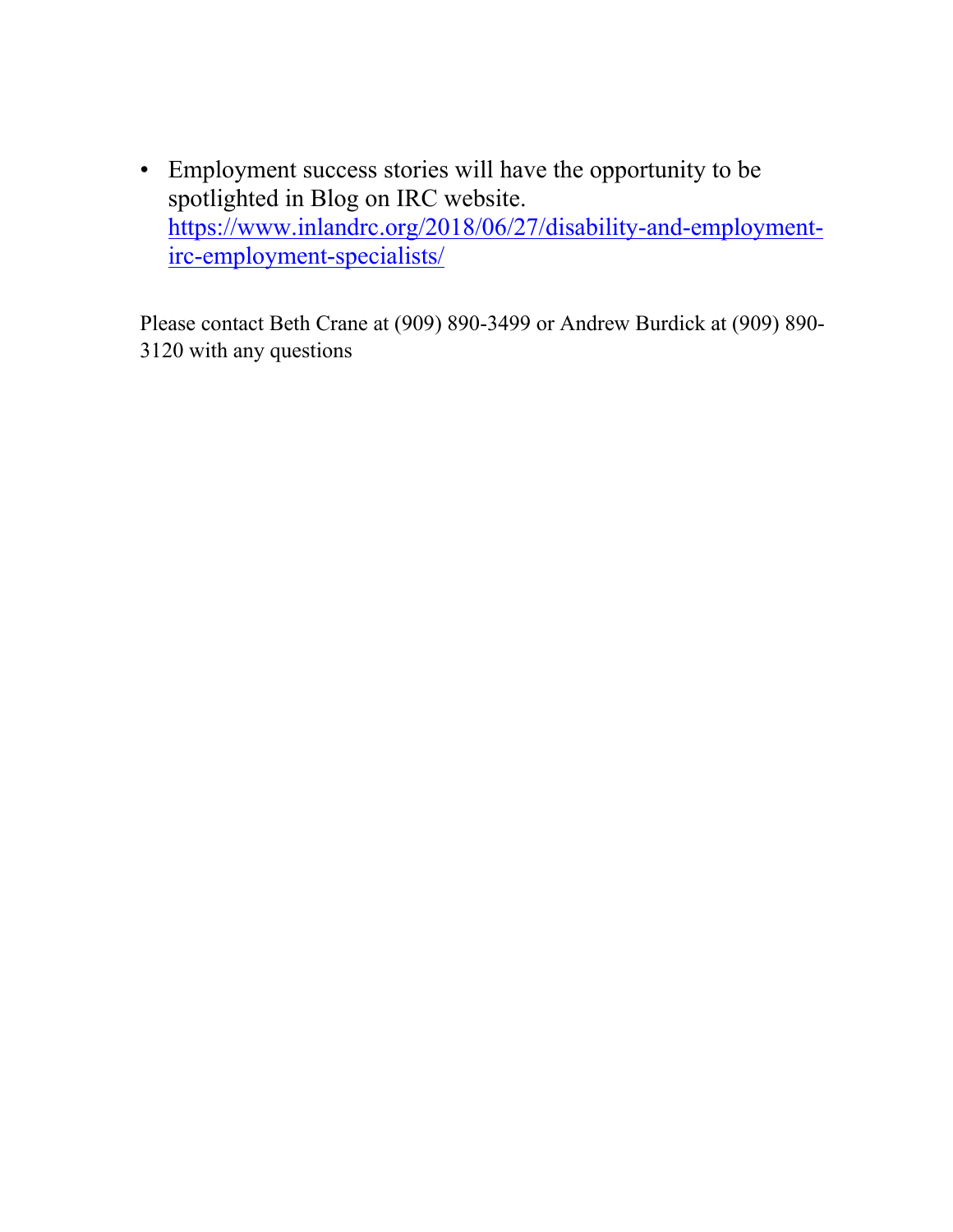- Employment success stories will have the opportunity to be spotlighted in Blog on IRC website. https://www.inlandrc.org/2018/06/27/disability-and-employment-irc-employment-specialists/

Please contact Beth Crane at (909) 890-3499 or Andrew Burdick at (909) 890-3120 with any questions